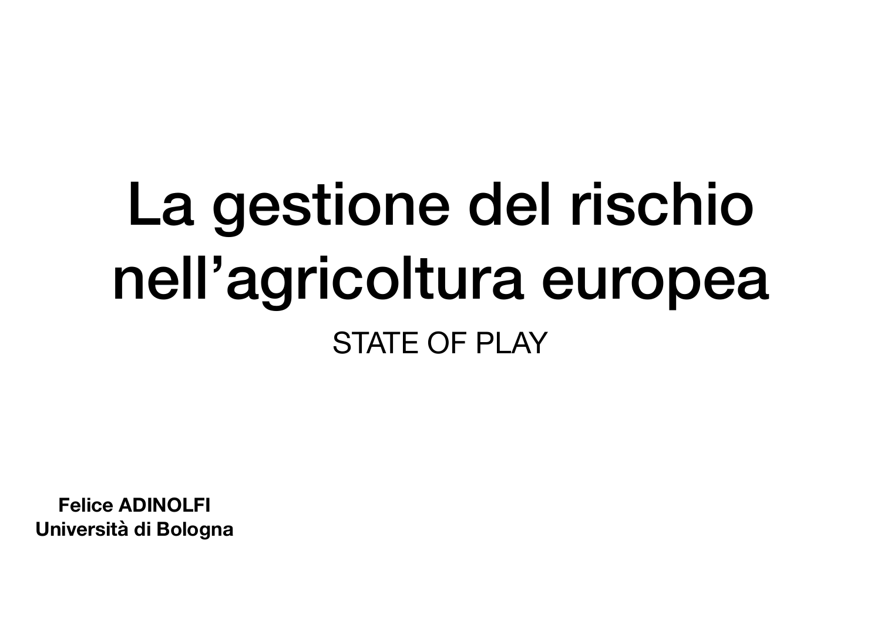# La gestione del rischio nell'agricoltura europea

STATE OF PLAY

**Felice ADINOLFI**
**Università di Bologna**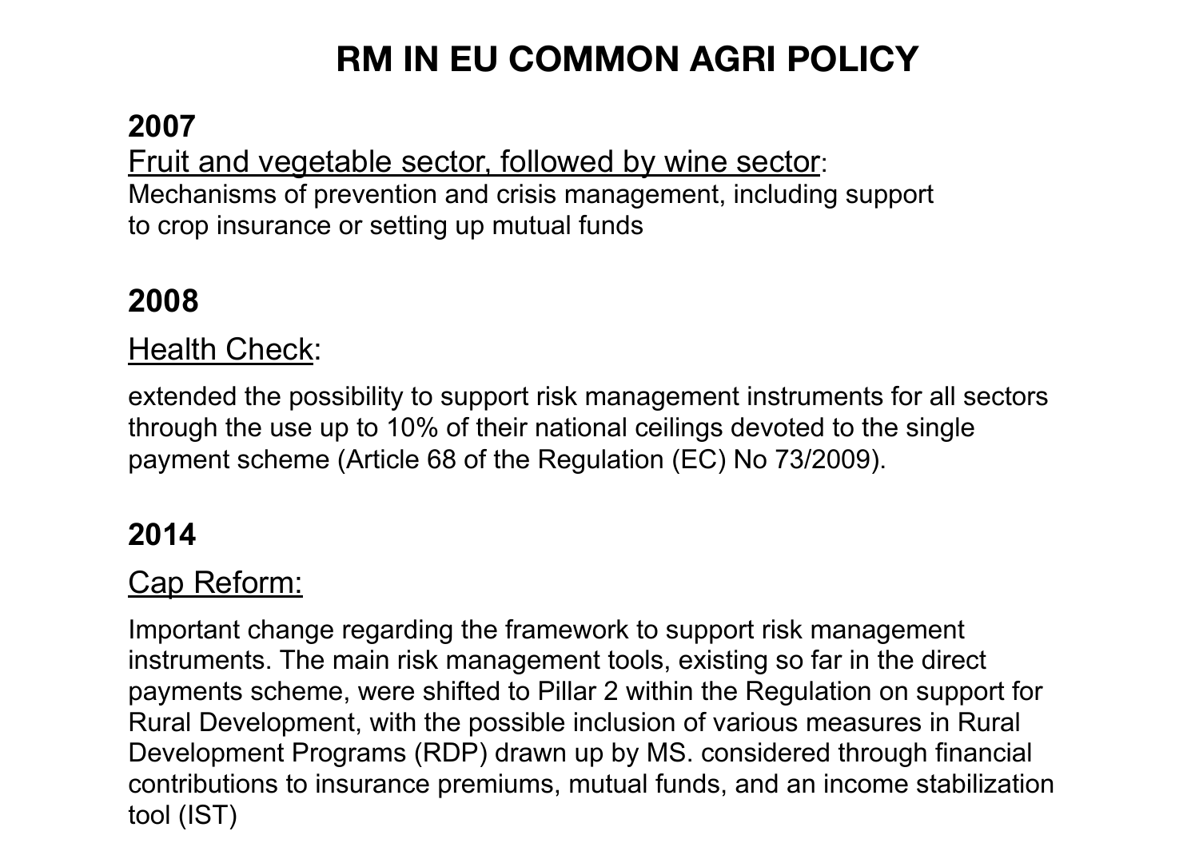# RM IN EU COMMON AGRI POLICY

**2007**

<u>Fruit and vegetable sector, followed by wine sector</u>:
Mechanisms of prevention and crisis management, including support to crop insurance or setting up mutual funds

**2008**

<u>Health Check</u>:

extended the possibility to support risk management instruments for all sectors through the use up to 10% of their national ceilings devoted to the single payment scheme (Article 68 of the Regulation (EC) No 73/2009).

**2014**

<u>Cap Reform:</u>

Important change regarding the framework to support risk management instruments. The main risk management tools, existing so far in the direct payments scheme, were shifted to Pillar 2 within the Regulation on support for Rural Development, with the possible inclusion of various measures in Rural Development Programs (RDP) drawn up by MS. considered through financial contributions to insurance premiums, mutual funds, and an income stabilization tool (IST)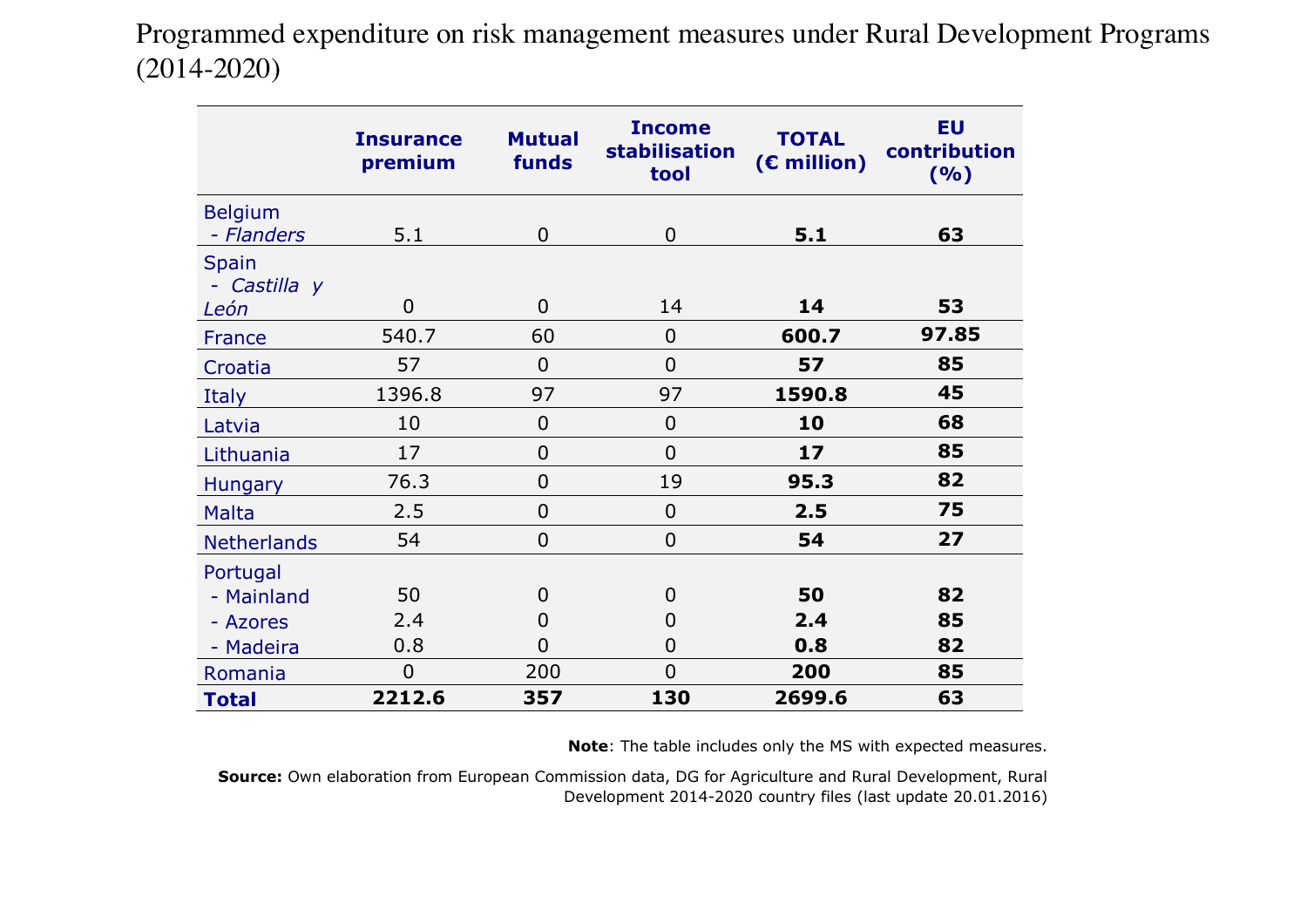Programmed expenditure on risk management measures under Rural Development Programs (2014-2020)

| | Insurance premium | Mutual funds | Income stabilisation tool | TOTAL (€ million) | EU contribution (%) |
|---|---|---|---|---|---|
| Belgium<br>- *Flanders* | 5.1 | 0 | 0 | **5.1** | **63** |
| Spain<br>- *Castilla y León* | 0 | 0 | 14 | **14** | **53** |
| France | 540.7 | 60 | 0 | **600.7** | **97.85** |
| Croatia | 57 | 0 | 0 | **57** | **85** |
| Italy | 1396.8 | 97 | 97 | **1590.8** | **45** |
| Latvia | 10 | 0 | 0 | **10** | **68** |
| Lithuania | 17 | 0 | 0 | **17** | **85** |
| Hungary | 76.3 | 0 | 19 | **95.3** | **82** |
| Malta | 2.5 | 0 | 0 | **2.5** | **75** |
| Netherlands | 54 | 0 | 0 | **54** | **27** |
| Portugal<br>- Mainland | 50 | 0 | 0 | **50** | **82** |
| - Azores | 2.4 | 0 | 0 | **2.4** | **85** |
| - Madeira | 0.8 | 0 | 0 | **0.8** | **82** |
| Romania | 0 | 200 | 0 | **200** | **85** |
| **Total** | **2212.6** | **357** | **130** | **2699.6** | **63** |

**Note**: The table includes only the MS with expected measures.

**Source:** Own elaboration from European Commission data, DG for Agriculture and Rural Development, Rural Development 2014-2020 country files (last update 20.01.2016)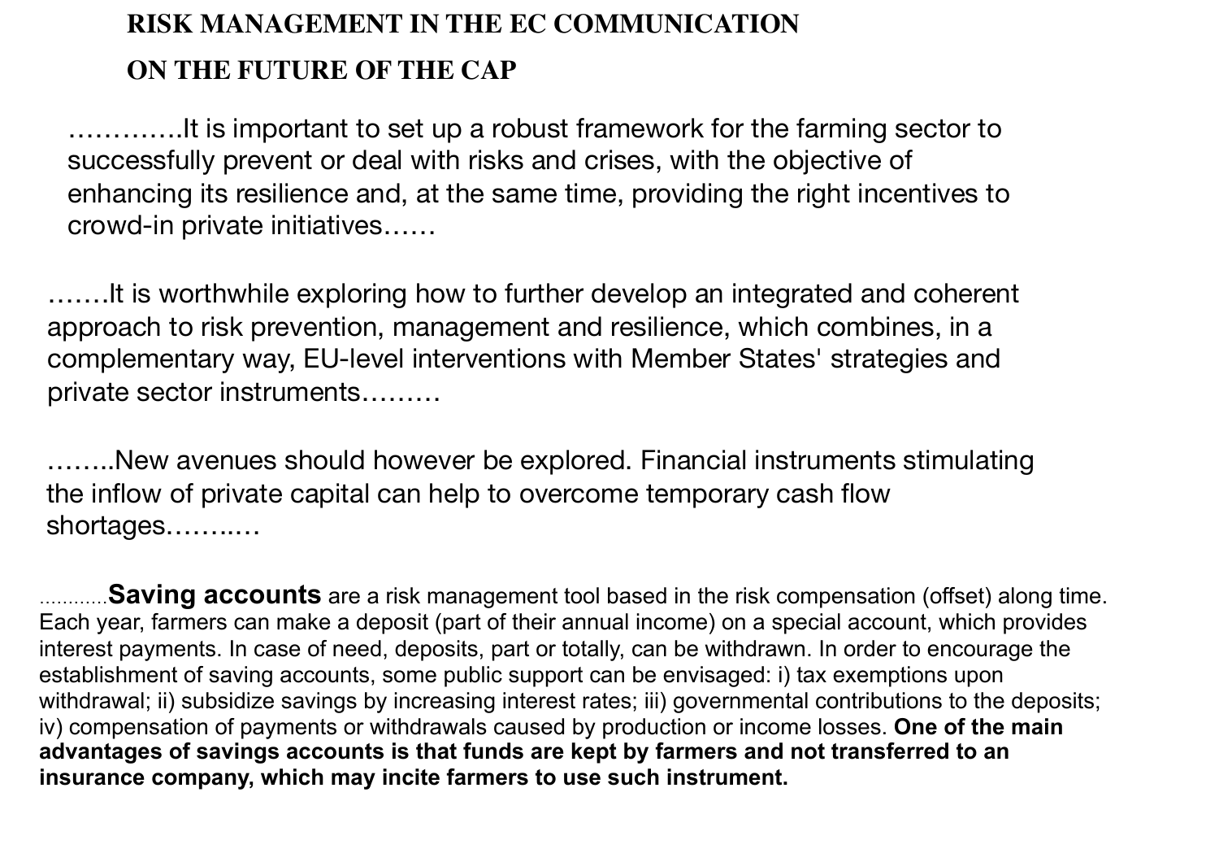# RISK MANAGEMENT IN THE EC COMMUNICATION ON THE FUTURE OF THE CAP

…………It is important to set up a robust framework for the farming sector to successfully prevent or deal with risks and crises, with the objective of enhancing its resilience and, at the same time, providing the right incentives to crowd-in private initiatives……

…….It is worthwhile exploring how to further develop an integrated and coherent approach to risk prevention, management and resilience, which combines, in a complementary way, EU-level interventions with Member States' strategies and private sector instruments………

……..New avenues should however be explored. Financial instruments stimulating the inflow of private capital can help to overcome temporary cash flow shortages……..…

………..**Saving accounts** are a risk management tool based in the risk compensation (offset) along time. Each year, farmers can make a deposit (part of their annual income) on a special account, which provides interest payments. In case of need, deposits, part or totally, can be withdrawn. In order to encourage the establishment of saving accounts, some public support can be envisaged: i) tax exemptions upon withdrawal; ii) subsidize savings by increasing interest rates; iii) governmental contributions to the deposits; iv) compensation of payments or withdrawals caused by production or income losses. **One of the main advantages of savings accounts is that funds are kept by farmers and not transferred to an insurance company, which may incite farmers to use such instrument.**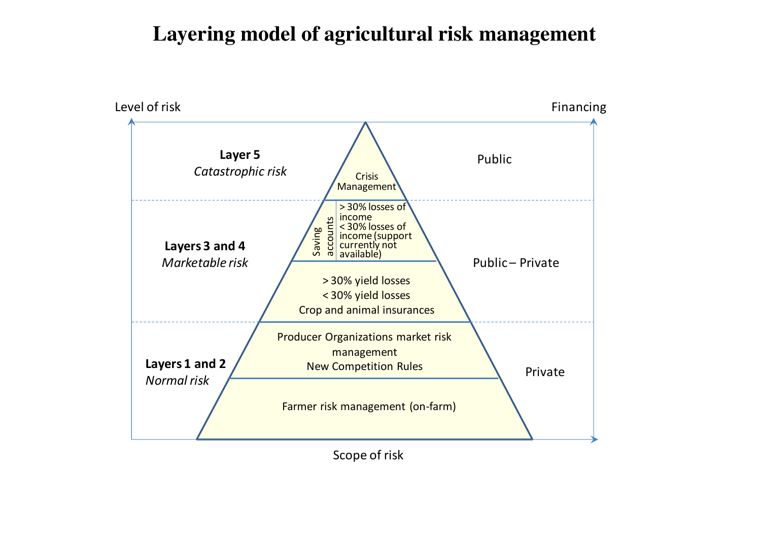# Layering model of agricultural risk management

Level of risk

Financing

Layer 5
*Catastrophic risk*

Crisis Management

Public

Layers 3 and 4
*Marketable risk*

Saving accounts

> 30% losses of income
< 30% losses of income (support currently not available)

> 30% yield losses
< 30% yield losses
Crop and animal insurances

Public – Private

Layers 1 and 2
*Normal risk*

Producer Organizations market risk management
New Competition Rules

Farmer risk management (on-farm)

Private

Scope of risk